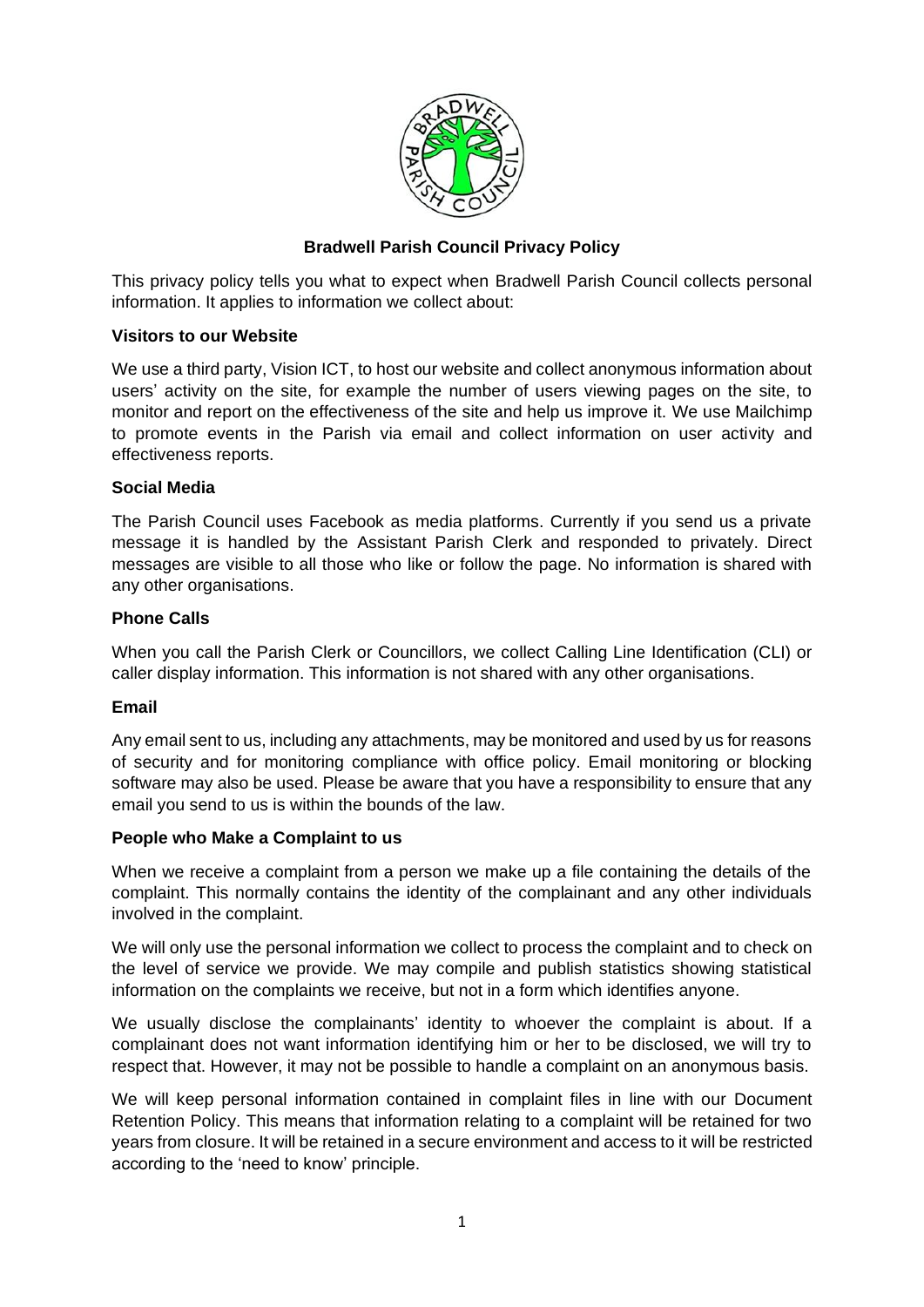# Bradwell Parish Council Privacy Policy

This privacy policy tells you what to expect when Bradwell Parish Council collects personal information. It applies to information we collect about:

## Visitors to our Website

We use a third party, Vision ICT, to host our website and collect anonymous information about users' activity on the site, for example the number of users viewing pages on the site, to monitor and report on the effectiveness of the site and help us improve it. We use Mailchimp to promote events in the Parish via email and collect information on user activity and effectiveness reports.

## Social Media

The Parish Council uses Facebook as media platforms. Currently if you send us a private message it is handled by the Assistant Parish Clerk and responded to privately. Direct messages are visible to all those who like or follow the page. No information is shared with any other organisations.

## Phone Calls

When you call the Parish Clerk or Councillors, we collect Calling Line Identification (CLI) or caller display information. This information is not shared with any other organisations.

## Email

Any email sent to us, including any attachments, may be monitored and used by us for reasons of security and for monitoring compliance with office policy. Email monitoring or blocking software may also be used. Please be aware that you have a responsibility to ensure that any email you send to us is within the bounds of the law.

## People who Make a Complaint to us

When we receive a complaint from a person we make up a file containing the details of the complaint. This normally contains the identity of the complainant and any other individuals involved in the complaint.

We will only use the personal information we collect to process the complaint and to check on the level of service we provide. We may compile and publish statistics showing statistical information on the complaints we receive, but not in a form which identifies anyone.

We usually disclose the complainants' identity to whoever the complaint is about. If a complainant does not want information identifying him or her to be disclosed, we will try to respect that. However, it may not be possible to handle a complaint on an anonymous basis.

We will keep personal information contained in complaint files in line with our Document Retention Policy. This means that information relating to a complaint will be retained for two years from closure. It will be retained in a secure environment and access to it will be restricted according to the 'need to know' principle.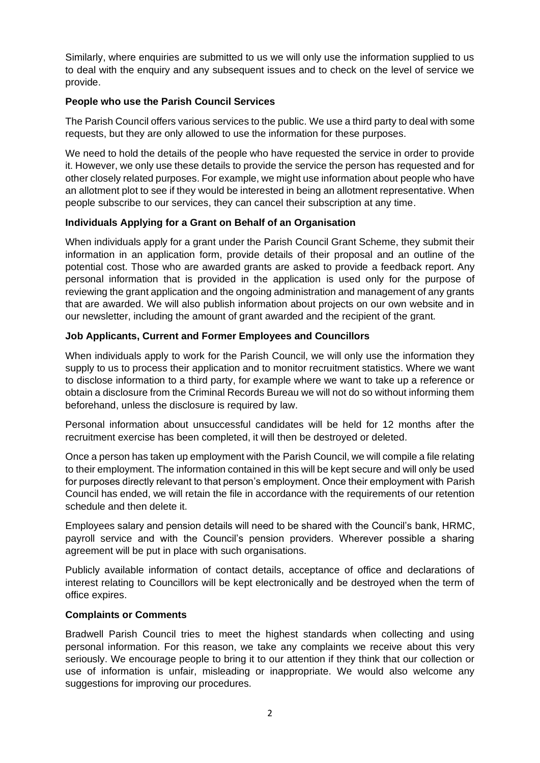Similarly, where enquiries are submitted to us we will only use the information supplied to us to deal with the enquiry and any subsequent issues and to check on the level of service we provide.

**People who use the Parish Council Services**

The Parish Council offers various services to the public. We use a third party to deal with some requests, but they are only allowed to use the information for these purposes.

We need to hold the details of the people who have requested the service in order to provide it. However, we only use these details to provide the service the person has requested and for other closely related purposes. For example, we might use information about people who have an allotment plot to see if they would be interested in being an allotment representative. When people subscribe to our services, they can cancel their subscription at any time.

**Individuals Applying for a Grant on Behalf of an Organisation**

When individuals apply for a grant under the Parish Council Grant Scheme, they submit their information in an application form, provide details of their proposal and an outline of the potential cost. Those who are awarded grants are asked to provide a feedback report. Any personal information that is provided in the application is used only for the purpose of reviewing the grant application and the ongoing administration and management of any grants that are awarded. We will also publish information about projects on our own website and in our newsletter, including the amount of grant awarded and the recipient of the grant.

**Job Applicants, Current and Former Employees and Councillors**

When individuals apply to work for the Parish Council, we will only use the information they supply to us to process their application and to monitor recruitment statistics. Where we want to disclose information to a third party, for example where we want to take up a reference or obtain a disclosure from the Criminal Records Bureau we will not do so without informing them beforehand, unless the disclosure is required by law.

Personal information about unsuccessful candidates will be held for 12 months after the recruitment exercise has been completed, it will then be destroyed or deleted.

Once a person has taken up employment with the Parish Council, we will compile a file relating to their employment. The information contained in this will be kept secure and will only be used for purposes directly relevant to that person's employment. Once their employment with Parish Council has ended, we will retain the file in accordance with the requirements of our retention schedule and then delete it.

Employees salary and pension details will need to be shared with the Council's bank, HRMC, payroll service and with the Council's pension providers. Wherever possible a sharing agreement will be put in place with such organisations.

Publicly available information of contact details, acceptance of office and declarations of interest relating to Councillors will be kept electronically and be destroyed when the term of office expires.

**Complaints or Comments**

Bradwell Parish Council tries to meet the highest standards when collecting and using personal information. For this reason, we take any complaints we receive about this very seriously. We encourage people to bring it to our attention if they think that our collection or use of information is unfair, misleading or inappropriate. We would also welcome any suggestions for improving our procedures.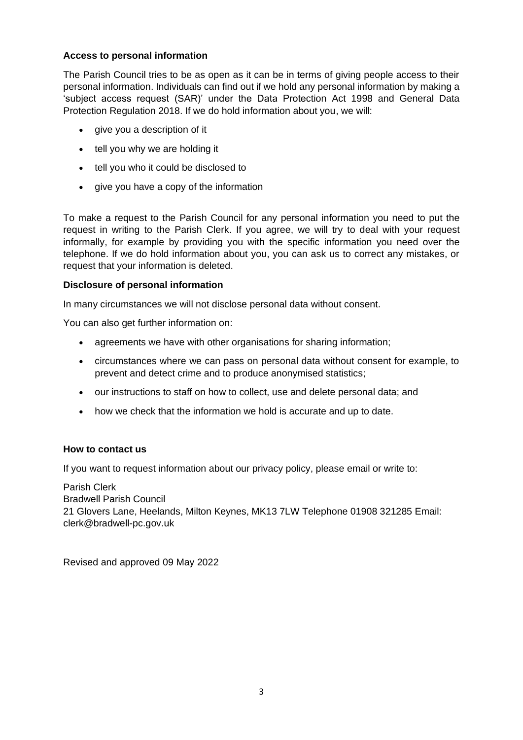### Access to personal information

The Parish Council tries to be as open as it can be in terms of giving people access to their personal information. Individuals can find out if we hold any personal information by making a 'subject access request (SAR)' under the Data Protection Act 1998 and General Data Protection Regulation 2018. If we do hold information about you, we will:

- give you a description of it
- tell you why we are holding it
- tell you who it could be disclosed to
- give you have a copy of the information

To make a request to the Parish Council for any personal information you need to put the request in writing to the Parish Clerk. If you agree, we will try to deal with your request informally, for example by providing you with the specific information you need over the telephone. If we do hold information about you, you can ask us to correct any mistakes, or request that your information is deleted.

### Disclosure of personal information

In many circumstances we will not disclose personal data without consent.

You can also get further information on:

- agreements we have with other organisations for sharing information;
- circumstances where we can pass on personal data without consent for example, to prevent and detect crime and to produce anonymised statistics;
- our instructions to staff on how to collect, use and delete personal data; and
- how we check that the information we hold is accurate and up to date.

### How to contact us

If you want to request information about our privacy policy, please email or write to:

Parish Clerk
Bradwell Parish Council
21 Glovers Lane, Heelands, Milton Keynes, MK13 7LW Telephone 01908 321285 Email: clerk@bradwell-pc.gov.uk

Revised and approved 09 May 2022